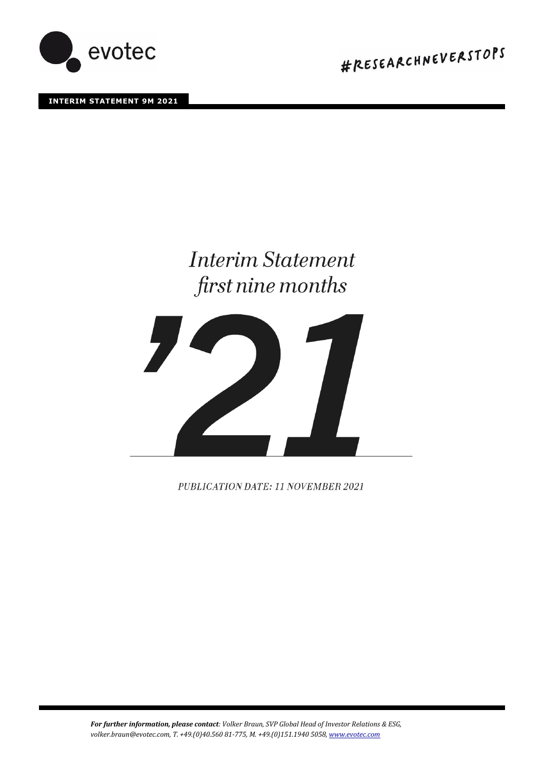evotec

#RESEARCHNEVERSTOPS

**INTERIM STATEMENT 9M 2021**

# *Interim Statement first nine months*

# '21

*PUBLICATION DATE: 11 NOVEMBER 2021*

***For further information, please contact****: Volker Braun, SVP Global Head of Investor Relations & ESG, volker.braun@evotec.com, T. +49.(0)40.560 81-775, M. +49.(0)151.1940 5058, www.evotec.com*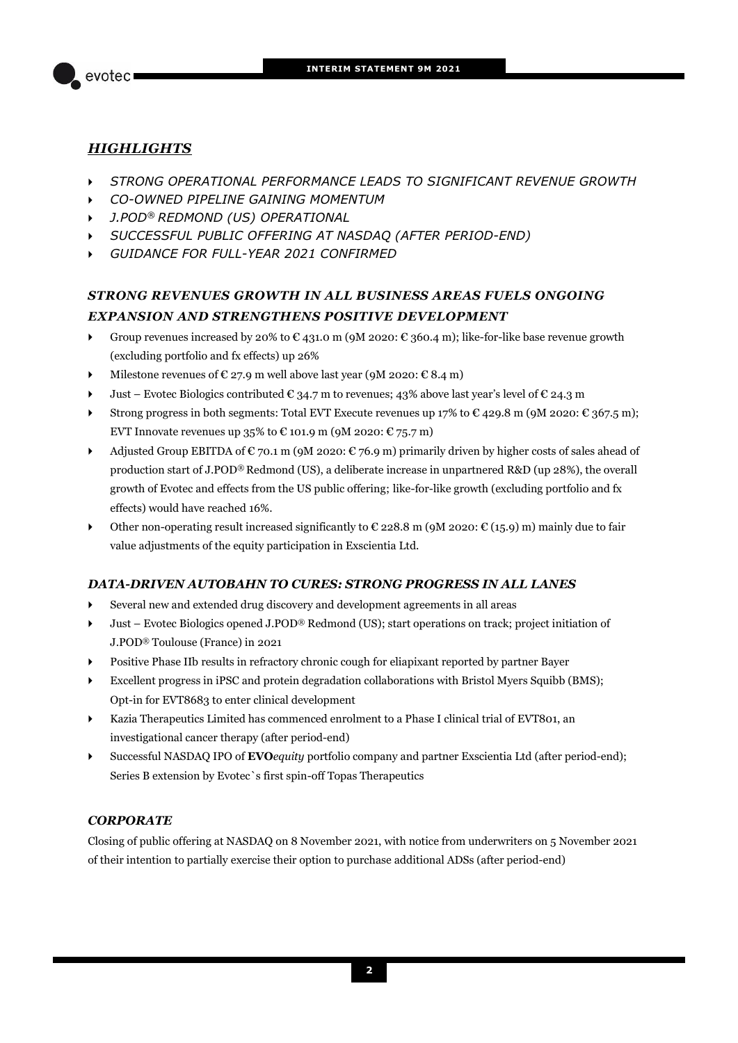## *HIGHLIGHTS*

- *STRONG OPERATIONAL PERFORMANCE LEADS TO SIGNIFICANT REVENUE GROWTH*
- *CO-OWNED PIPELINE GAINING MOMENTUM*
- *J.POD® REDMOND (US) OPERATIONAL*
- *SUCCESSFUL PUBLIC OFFERING AT NASDAQ (AFTER PERIOD-END)*
- *GUIDANCE FOR FULL-YEAR 2021 CONFIRMED*

### *STRONG REVENUES GROWTH IN ALL BUSINESS AREAS FUELS ONGOING EXPANSION AND STRENGTHENS POSITIVE DEVELOPMENT*

- Group revenues increased by 20% to € 431.0 m (9M 2020: € 360.4 m); like-for-like base revenue growth (excluding portfolio and fx effects) up 26%
- Milestone revenues of € 27.9 m well above last year (9M 2020: € 8.4 m)
- Just – Evotec Biologics contributed € 34.7 m to revenues; 43% above last year's level of € 24.3 m
- Strong progress in both segments: Total EVT Execute revenues up 17% to € 429.8 m (9M 2020: € 367.5 m); EVT Innovate revenues up 35% to € 101.9 m (9M 2020: € 75.7 m)
- Adjusted Group EBITDA of € 70.1 m (9M 2020: € 76.9 m) primarily driven by higher costs of sales ahead of production start of J.POD® Redmond (US), a deliberate increase in unpartnered R&D (up 28%), the overall growth of Evotec and effects from the US public offering; like-for-like growth (excluding portfolio and fx effects) would have reached 16%.
- Other non-operating result increased significantly to € 228.8 m (9M 2020: € (15.9) m) mainly due to fair value adjustments of the equity participation in Exscientia Ltd.

### *DATA-DRIVEN AUTOBAHN TO CURES: STRONG PROGRESS IN ALL LANES*

- Several new and extended drug discovery and development agreements in all areas
- Just – Evotec Biologics opened J.POD® Redmond (US); start operations on track; project initiation of J.POD® Toulouse (France) in 2021
- Positive Phase IIb results in refractory chronic cough for eliapixant reported by partner Bayer
- Excellent progress in iPSC and protein degradation collaborations with Bristol Myers Squibb (BMS); Opt-in for EVT8683 to enter clinical development
- Kazia Therapeutics Limited has commenced enrolment to a Phase I clinical trial of EVT801, an investigational cancer therapy (after period-end)
- Successful NASDAQ IPO of **EVO***equity* portfolio company and partner Exscientia Ltd (after period-end); Series B extension by Evotec`s first spin-off Topas Therapeutics

### *CORPORATE*

Closing of public offering at NASDAQ on 8 November 2021, with notice from underwriters on 5 November 2021 of their intention to partially exercise their option to purchase additional ADSs (after period-end)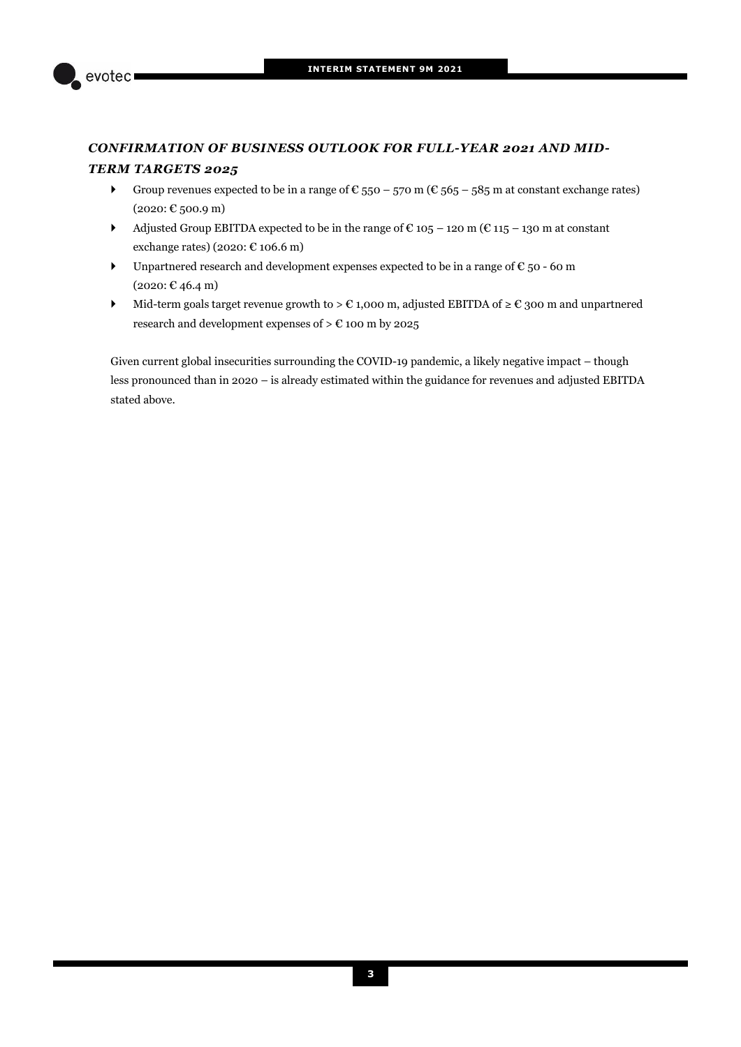## ***CONFIRMATION OF BUSINESS OUTLOOK FOR FULL-YEAR 2021 AND MID-TERM TARGETS 2025***

- Group revenues expected to be in a range of € 550 – 570 m (€ 565 – 585 m at constant exchange rates) (2020: € 500.9 m)
- Adjusted Group EBITDA expected to be in the range of € 105 – 120 m (€ 115 – 130 m at constant exchange rates) (2020: € 106.6 m)
- Unpartnered research and development expenses expected to be in a range of € 50 - 60 m (2020: € 46.4 m)
- Mid-term goals target revenue growth to > € 1,000 m, adjusted EBITDA of ≥ € 300 m and unpartnered research and development expenses of > € 100 m by 2025

Given current global insecurities surrounding the COVID-19 pandemic, a likely negative impact – though less pronounced than in 2020 – is already estimated within the guidance for revenues and adjusted EBITDA stated above.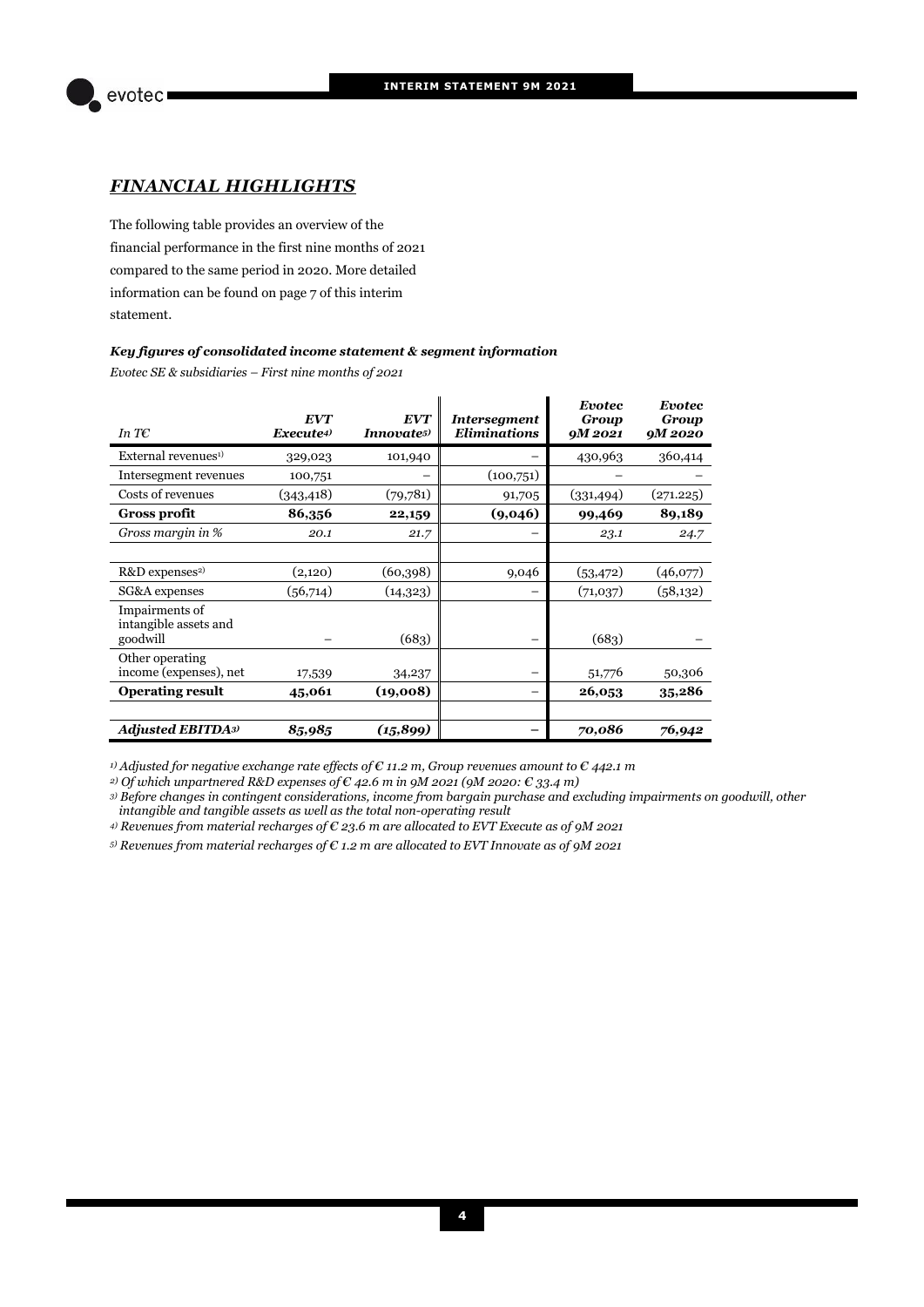## *FINANCIAL HIGHLIGHTS*

The following table provides an overview of the financial performance in the first nine months of 2021 compared to the same period in 2020. More detailed information can be found on page 7 of this interim statement.

***Key figures of consolidated income statement & segment information***

*Evotec SE & subsidiaries – First nine months of 2021*

| *In T€* | ***EVT Execute***[4] | ***EVT Innovate***[5] | ***Intersegment Eliminations*** | ***Evotec Group 9M 2021*** | ***Evotec Group 9M 2020*** |
|---|---|---|---|---|---|
| External revenues[1] | 329,023 | 101,940 | – | 430,963 | 360,414 |
| Intersegment revenues | 100,751 | – | (100,751) | – | – |
| Costs of revenues | (343,418) | (79,781) | 91,705 | (331,494) | (271.225) |
| **Gross profit** | **86,356** | **22,159** | **(9,046)** | **99,469** | **89,189** |
| *Gross margin in %* | *20.1* | *21.7* | – | *23.1* | *24.7* |
| | | | | | |
| R&D expenses[2] | (2,120) | (60,398) | 9,046 | (53,472) | (46,077) |
| SG&A expenses | (56,714) | (14,323) | – | (71,037) | (58,132) |
| Impairments of intangible assets and goodwill | – | (683) | – | (683) | – |
| Other operating income (expenses), net | 17,539 | 34,237 | – | 51,776 | 50,306 |
| **Operating result** | **45,061** | **(19,008)** | – | **26,053** | **35,286** |
| | | | | | |
| ***Adjusted EBITDA***[3] | ***85,985*** | ***(15,899)*** | **–** | ***70,086*** | ***76,942*** |

*[1] Adjusted for negative exchange rate effects of € 11.2 m, Group revenues amount to € 442.1 m*

*[2] Of which unpartnered R&D expenses of € 42.6 m in 9M 2021 (9M 2020: € 33.4 m)*

*[3] Before changes in contingent considerations, income from bargain purchase and excluding impairments on goodwill, other intangible and tangible assets as well as the total non-operating result*

*[4] Revenues from material recharges of € 23.6 m are allocated to EVT Execute as of 9M 2021*

*[5] Revenues from material recharges of € 1.2 m are allocated to EVT Innovate as of 9M 2021*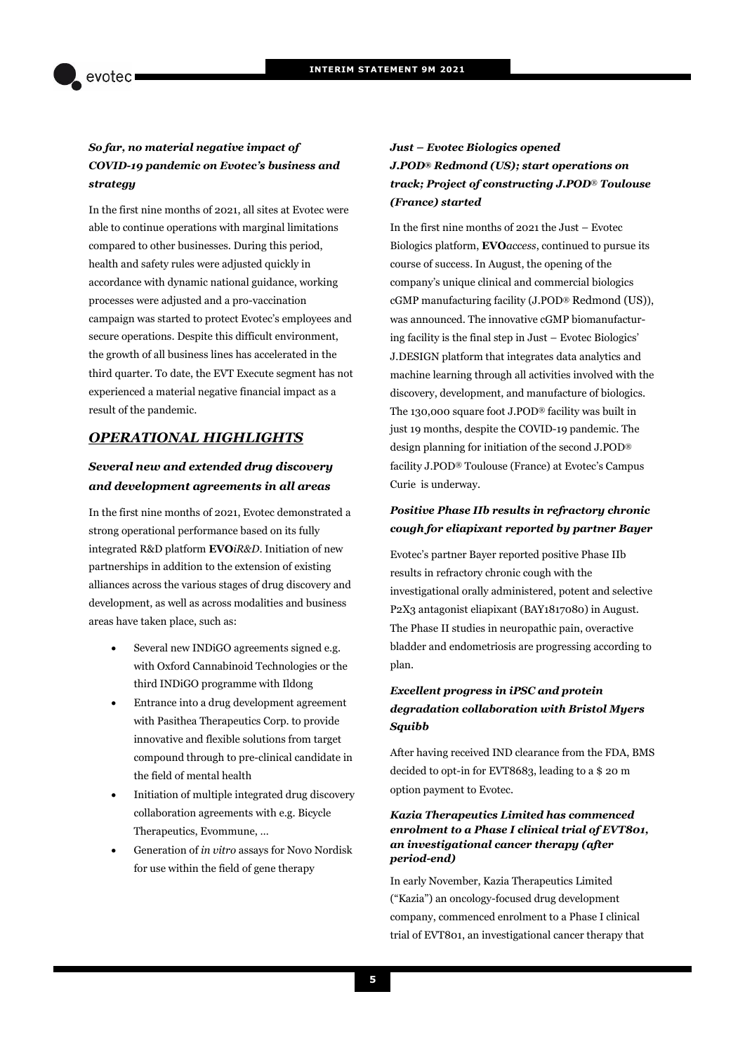### *So far, no material negative impact of COVID-19 pandemic on Evotec's business and strategy*

In the first nine months of 2021, all sites at Evotec were able to continue operations with marginal limitations compared to other businesses. During this period, health and safety rules were adjusted quickly in accordance with dynamic national guidance, working processes were adjusted and a pro-vaccination campaign was started to protect Evotec's employees and secure operations. Despite this difficult environment, the growth of all business lines has accelerated in the third quarter. To date, the EVT Execute segment has not experienced a material negative financial impact as a result of the pandemic.

## *OPERATIONAL HIGHLIGHTS*

### *Several new and extended drug discovery and development agreements in all areas*

In the first nine months of 2021, Evotec demonstrated a strong operational performance based on its fully integrated R&D platform **EVO***iR&D*. Initiation of new partnerships in addition to the extension of existing alliances across the various stages of drug discovery and development, as well as across modalities and business areas have taken place, such as:

- Several new INDiGO agreements signed e.g. with Oxford Cannabinoid Technologies or the third INDiGO programme with Ildong
- Entrance into a drug development agreement with Pasithea Therapeutics Corp. to provide innovative and flexible solutions from target compound through to pre-clinical candidate in the field of mental health
- Initiation of multiple integrated drug discovery collaboration agreements with e.g. Bicycle Therapeutics, Evommune, …
- Generation of *in vitro* assays for Novo Nordisk for use within the field of gene therapy

### *Just – Evotec Biologics opened J.POD® Redmond (US); start operations on track; Project of constructing J.POD® Toulouse (France) started*

In the first nine months of 2021 the Just – Evotec Biologics platform, **EVO***access*, continued to pursue its course of success. In August, the opening of the company's unique clinical and commercial biologics cGMP manufacturing facility (J.POD® Redmond (US)), was announced. The innovative cGMP biomanufacturing facility is the final step in Just – Evotec Biologics' J.DESIGN platform that integrates data analytics and machine learning through all activities involved with the discovery, development, and manufacture of biologics. The 130,000 square foot J.POD® facility was built in just 19 months, despite the COVID-19 pandemic. The design planning for initiation of the second J.POD® facility J.POD® Toulouse (France) at Evotec's Campus Curie is underway.

### *Positive Phase IIb results in refractory chronic cough for eliapixant reported by partner Bayer*

Evotec's partner Bayer reported positive Phase IIb results in refractory chronic cough with the investigational orally administered, potent and selective P2X3 antagonist eliapixant (BAY1817080) in August. The Phase II studies in neuropathic pain, overactive bladder and endometriosis are progressing according to plan.

### *Excellent progress in iPSC and protein degradation collaboration with Bristol Myers Squibb*

After having received IND clearance from the FDA, BMS decided to opt-in for EVT8683, leading to a $ 20 m option payment to Evotec.

### *Kazia Therapeutics Limited has commenced enrolment to a Phase I clinical trial of EVT801, an investigational cancer therapy (after period-end)*

In early November, Kazia Therapeutics Limited ("Kazia") an oncology-focused drug development company, commenced enrolment to a Phase I clinical trial of EVT801, an investigational cancer therapy that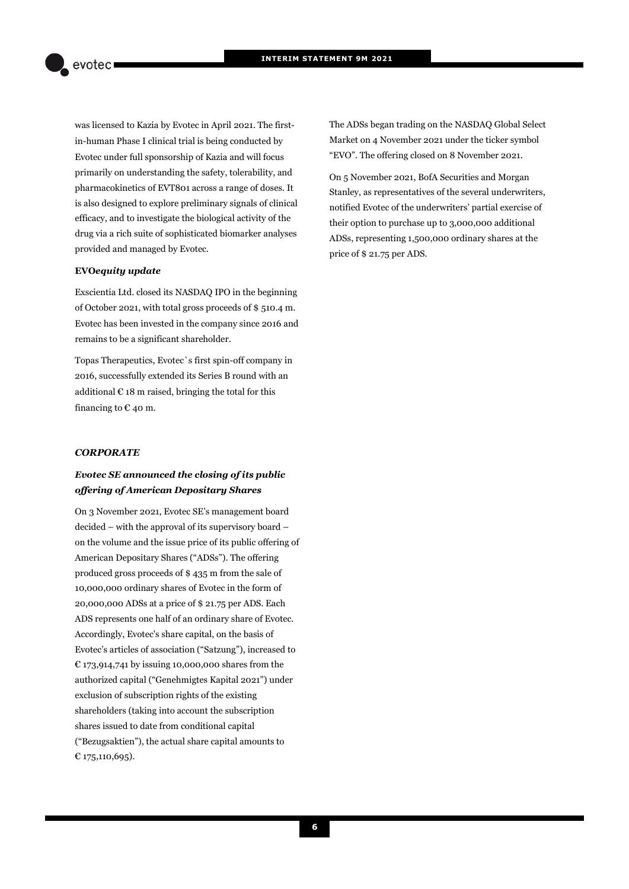was licensed to Kazia by Evotec in April 2021. The first-in-human Phase I clinical trial is being conducted by Evotec under full sponsorship of Kazia and will focus primarily on understanding the safety, tolerability, and pharmacokinetics of EVT801 across a range of doses. It is also designed to explore preliminary signals of clinical efficacy, and to investigate the biological activity of the drug via a rich suite of sophisticated biomarker analyses provided and managed by Evotec.

**EVO*equity update***

Exscientia Ltd. closed its NASDAQ IPO in the beginning of October 2021, with total gross proceeds of $ 510.4 m. Evotec has been invested in the company since 2016 and remains to be a significant shareholder.

Topas Therapeutics, Evotec`s first spin-off company in 2016, successfully extended its Series B round with an additional € 18 m raised, bringing the total for this financing to € 40 m.

***CORPORATE***

***Evotec SE announced the closing of its public offering of American Depositary Shares***

On 3 November 2021, Evotec SE's management board decided – with the approval of its supervisory board – on the volume and the issue price of its public offering of American Depositary Shares ("ADSs"). The offering produced gross proceeds of $ 435 m from the sale of 10,000,000 ordinary shares of Evotec in the form of 20,000,000 ADSs at a price of $ 21.75 per ADS. Each ADS represents one half of an ordinary share of Evotec. Accordingly, Evotec's share capital, on the basis of Evotec's articles of association ("Satzung"), increased to € 173,914,741 by issuing 10,000,000 shares from the authorized capital ("Genehmigtes Kapital 2021") under exclusion of subscription rights of the existing shareholders (taking into account the subscription shares issued to date from conditional capital ("Bezugsaktien"), the actual share capital amounts to € 175,110,695).

The ADSs began trading on the NASDAQ Global Select Market on 4 November 2021 under the ticker symbol "EVO". The offering closed on 8 November 2021.

On 5 November 2021, BofA Securities and Morgan Stanley, as representatives of the several underwriters, notified Evotec of the underwriters' partial exercise of their option to purchase up to 3,000,000 additional ADSs, representing 1,500,000 ordinary shares at the price of $ 21.75 per ADS.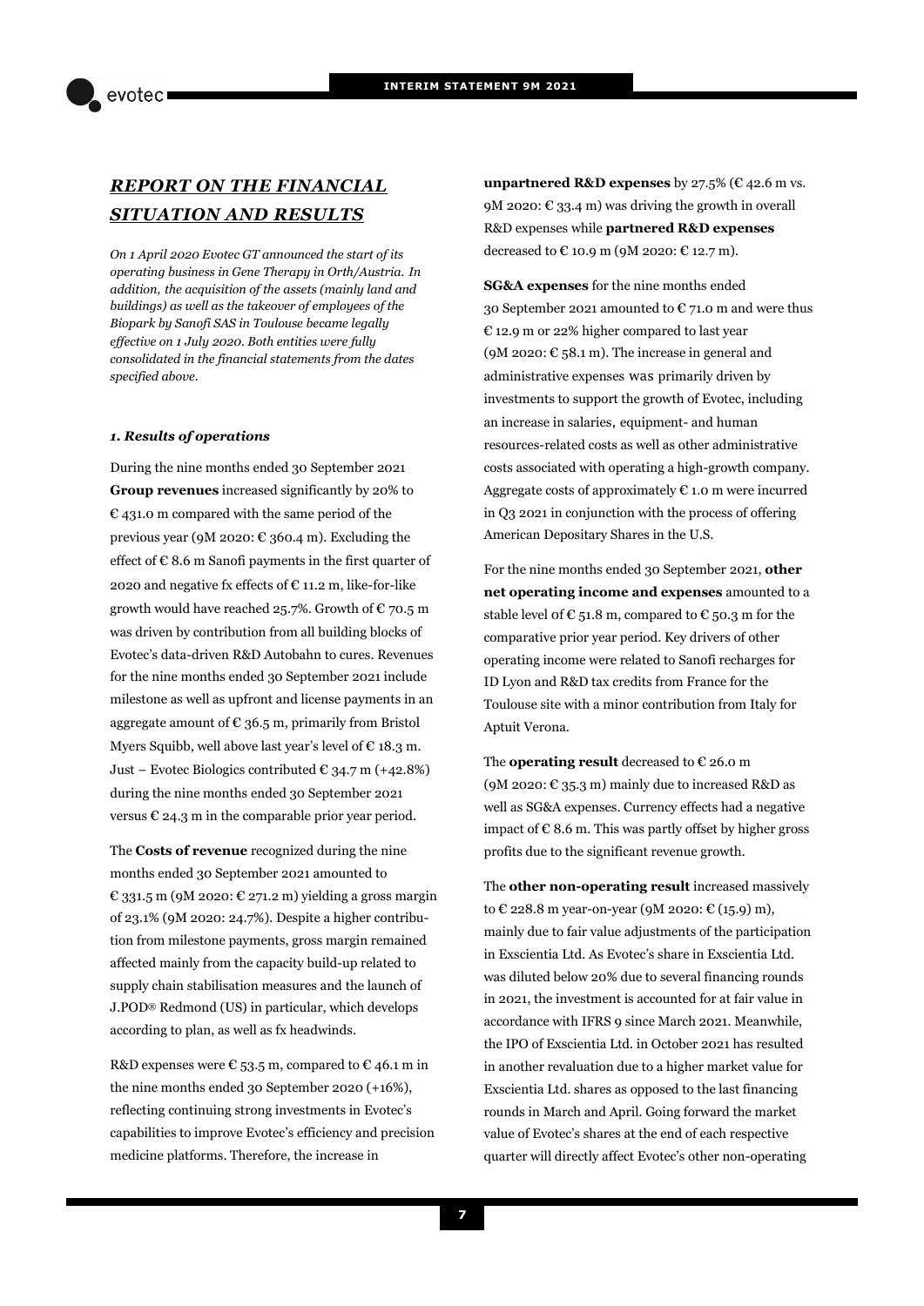## ***REPORT ON THE FINANCIAL SITUATION AND RESULTS***

*On 1 April 2020 Evotec GT announced the start of its operating business in Gene Therapy in Orth/Austria. In addition, the acquisition of the assets (mainly land and buildings) as well as the takeover of employees of the Biopark by Sanofi SAS in Toulouse became legally effective on 1 July 2020. Both entities were fully consolidated in the financial statements from the dates specified above.*

### *1. Results of operations*

During the nine months ended 30 September 2021 **Group revenues** increased significantly by 20% to € 431.0 m compared with the same period of the previous year (9M 2020: € 360.4 m). Excluding the effect of € 8.6 m Sanofi payments in the first quarter of 2020 and negative fx effects of € 11.2 m, like-for-like growth would have reached 25.7%. Growth of € 70.5 m was driven by contribution from all building blocks of Evotec's data-driven R&D Autobahn to cures. Revenues for the nine months ended 30 September 2021 include milestone as well as upfront and license payments in an aggregate amount of € 36.5 m, primarily from Bristol Myers Squibb, well above last year's level of € 18.3 m. Just – Evotec Biologics contributed € 34.7 m (+42.8%) during the nine months ended 30 September 2021 versus € 24.3 m in the comparable prior year period.

The **Costs of revenue** recognized during the nine months ended 30 September 2021 amounted to € 331.5 m (9M 2020: € 271.2 m) yielding a gross margin of 23.1% (9M 2020: 24.7%). Despite a higher contribution from milestone payments, gross margin remained affected mainly from the capacity build-up related to supply chain stabilisation measures and the launch of J.POD® Redmond (US) in particular, which develops according to plan, as well as fx headwinds.

R&D expenses were € 53.5 m, compared to € 46.1 m in the nine months ended 30 September 2020 (+16%), reflecting continuing strong investments in Evotec's capabilities to improve Evotec's efficiency and precision medicine platforms. Therefore, the increase in **unpartnered R&D expenses** by 27.5% (€ 42.6 m vs. 9M 2020: € 33.4 m) was driving the growth in overall R&D expenses while **partnered R&D expenses** decreased to € 10.9 m (9M 2020: € 12.7 m).

**SG&A expenses** for the nine months ended 30 September 2021 amounted to € 71.0 m and were thus € 12.9 m or 22% higher compared to last year (9M 2020: € 58.1 m). The increase in general and administrative expenses was primarily driven by investments to support the growth of Evotec, including an increase in salaries, equipment- and human resources-related costs as well as other administrative costs associated with operating a high-growth company. Aggregate costs of approximately € 1.0 m were incurred in Q3 2021 in conjunction with the process of offering American Depositary Shares in the U.S.

For the nine months ended 30 September 2021, **other net operating income and expenses** amounted to a stable level of € 51.8 m, compared to € 50.3 m for the comparative prior year period. Key drivers of other operating income were related to Sanofi recharges for ID Lyon and R&D tax credits from France for the Toulouse site with a minor contribution from Italy for Aptuit Verona.

The **operating result** decreased to € 26.0 m (9M 2020: € 35.3 m) mainly due to increased R&D as well as SG&A expenses. Currency effects had a negative impact of € 8.6 m. This was partly offset by higher gross profits due to the significant revenue growth.

The **other non-operating result** increased massively to € 228.8 m year-on-year (9M 2020: € (15.9) m), mainly due to fair value adjustments of the participation in Exscientia Ltd. As Evotec's share in Exscientia Ltd. was diluted below 20% due to several financing rounds in 2021, the investment is accounted for at fair value in accordance with IFRS 9 since March 2021. Meanwhile, the IPO of Exscientia Ltd. in October 2021 has resulted in another revaluation due to a higher market value for Exscientia Ltd. shares as opposed to the last financing rounds in March and April. Going forward the market value of Evotec's shares at the end of each respective quarter will directly affect Evotec's other non-operating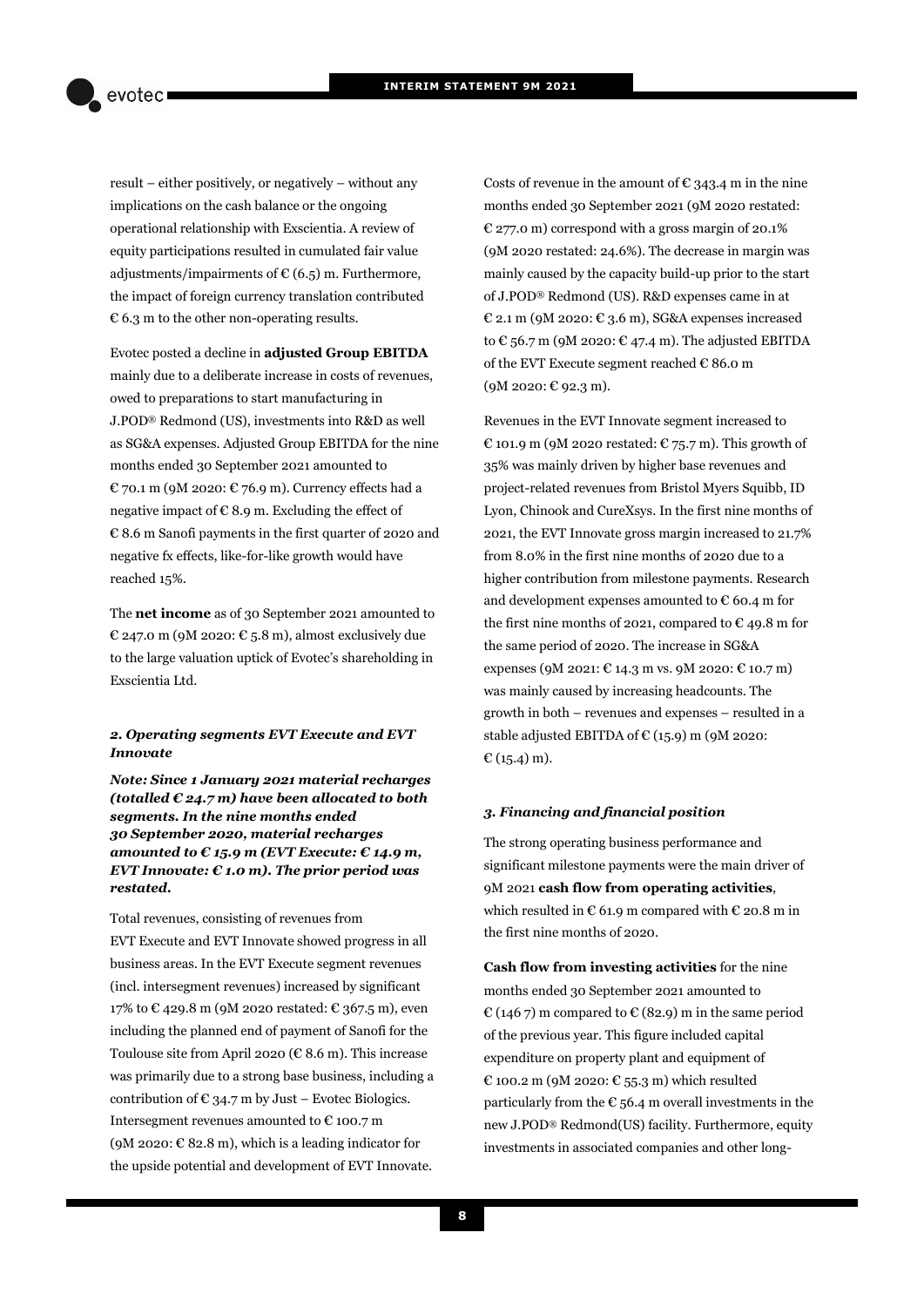result – either positively, or negatively – without any implications on the cash balance or the ongoing operational relationship with Exscientia. A review of equity participations resulted in cumulated fair value adjustments/impairments of € (6.5) m. Furthermore, the impact of foreign currency translation contributed € 6.3 m to the other non-operating results.

Evotec posted a decline in **adjusted Group EBITDA** mainly due to a deliberate increase in costs of revenues, owed to preparations to start manufacturing in J.POD® Redmond (US), investments into R&D as well as SG&A expenses. Adjusted Group EBITDA for the nine months ended 30 September 2021 amounted to € 70.1 m (9M 2020: € 76.9 m). Currency effects had a negative impact of € 8.9 m. Excluding the effect of € 8.6 m Sanofi payments in the first quarter of 2020 and negative fx effects, like-for-like growth would have reached 15%.

The **net income** as of 30 September 2021 amounted to € 247.0 m (9M 2020: € 5.8 m), almost exclusively due to the large valuation uptick of Evotec's shareholding in Exscientia Ltd.

### *2. Operating segments EVT Execute and EVT Innovate*

***Note: Since 1 January 2021 material recharges (totalled € 24.7 m) have been allocated to both segments. In the nine months ended 30 September 2020, material recharges amounted to € 15.9 m (EVT Execute: € 14.9 m, EVT Innovate: € 1.0 m). The prior period was restated.***

Total revenues, consisting of revenues from EVT Execute and EVT Innovate showed progress in all business areas. In the EVT Execute segment revenues (incl. intersegment revenues) increased by significant 17% to € 429.8 m (9M 2020 restated: € 367.5 m), even including the planned end of payment of Sanofi for the Toulouse site from April 2020 (€ 8.6 m). This increase was primarily due to a strong base business, including a contribution of € 34.7 m by Just – Evotec Biologics. Intersegment revenues amounted to € 100.7 m (9M 2020: € 82.8 m), which is a leading indicator for the upside potential and development of EVT Innovate.

Costs of revenue in the amount of € 343.4 m in the nine months ended 30 September 2021 (9M 2020 restated: € 277.0 m) correspond with a gross margin of 20.1% (9M 2020 restated: 24.6%). The decrease in margin was mainly caused by the capacity build-up prior to the start of J.POD® Redmond (US). R&D expenses came in at € 2.1 m (9M 2020: € 3.6 m), SG&A expenses increased to € 56.7 m (9M 2020: € 47.4 m). The adjusted EBITDA of the EVT Execute segment reached € 86.0 m (9M 2020: € 92.3 m).

Revenues in the EVT Innovate segment increased to € 101.9 m (9M 2020 restated: € 75.7 m). This growth of 35% was mainly driven by higher base revenues and project-related revenues from Bristol Myers Squibb, ID Lyon, Chinook and CureXsys. In the first nine months of 2021, the EVT Innovate gross margin increased to 21.7% from 8.0% in the first nine months of 2020 due to a higher contribution from milestone payments. Research and development expenses amounted to € 60.4 m for the first nine months of 2021, compared to € 49.8 m for the same period of 2020. The increase in SG&A expenses (9M 2021: € 14.3 m vs. 9M 2020: € 10.7 m) was mainly caused by increasing headcounts. The growth in both – revenues and expenses – resulted in a stable adjusted EBITDA of € (15.9) m (9M 2020: € (15.4) m).

### *3. Financing and financial position*

The strong operating business performance and significant milestone payments were the main driver of 9M 2021 **cash flow from operating activities**, which resulted in € 61.9 m compared with € 20.8 m in the first nine months of 2020.

**Cash flow from investing activities** for the nine months ended 30 September 2021 amounted to € (146 7) m compared to € (82.9) m in the same period of the previous year. This figure included capital expenditure on property plant and equipment of € 100.2 m (9M 2020: € 55.3 m) which resulted particularly from the € 56.4 m overall investments in the new J.POD® Redmond(US) facility. Furthermore, equity investments in associated companies and other long-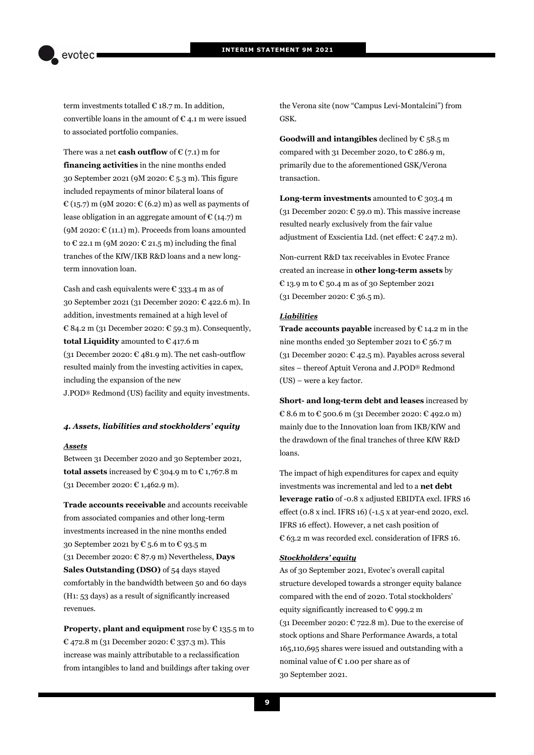term investments totalled € 18.7 m. In addition, convertible loans in the amount of € 4.1 m were issued to associated portfolio companies.

There was a net **cash outflow** of € (7.1) m for **financing activities** in the nine months ended 30 September 2021 (9M 2020: € 5.3 m). This figure included repayments of minor bilateral loans of € (15.7) m (9M 2020: € (6.2) m) as well as payments of lease obligation in an aggregate amount of € (14.7) m (9M 2020: € (11.1) m). Proceeds from loans amounted to € 22.1 m (9M 2020: € 21.5 m) including the final tranches of the KfW/IKB R&D loans and a new long-term innovation loan.

Cash and cash equivalents were € 333.4 m as of 30 September 2021 (31 December 2020: € 422.6 m). In addition, investments remained at a high level of € 84.2 m (31 December 2020: € 59.3 m). Consequently, **total Liquidity** amounted to € 417.6 m (31 December 2020: € 481.9 m). The net cash-outflow resulted mainly from the investing activities in capex, including the expansion of the new J.POD® Redmond (US) facility and equity investments.

### *4. Assets, liabilities and stockholders' equity*

***Assets***

Between 31 December 2020 and 30 September 2021, **total assets** increased by € 304.9 m to € 1,767.8 m (31 December 2020: € 1,462.9 m).

**Trade accounts receivable** and accounts receivable from associated companies and other long-term investments increased in the nine months ended 30 September 2021 by € 5.6 m to € 93.5 m (31 December 2020: € 87.9 m) Nevertheless, **Days Sales Outstanding (DSO)** of 54 days stayed comfortably in the bandwidth between 50 and 60 days (H1: 53 days) as a result of significantly increased revenues.

**Property, plant and equipment** rose by € 135.5 m to € 472.8 m (31 December 2020: € 337.3 m). This increase was mainly attributable to a reclassification from intangibles to land and buildings after taking over the Verona site (now "Campus Levi-Montalcini") from GSK.

**Goodwill and intangibles** declined by € 58.5 m compared with 31 December 2020, to € 286.9 m, primarily due to the aforementioned GSK/Verona transaction.

**Long-term investments** amounted to € 303.4 m (31 December 2020: € 59.0 m). This massive increase resulted nearly exclusively from the fair value adjustment of Exscientia Ltd. (net effect: € 247.2 m).

Non-current R&D tax receivables in Evotec France created an increase in **other long-term assets** by € 13.9 m to € 50.4 m as of 30 September 2021 (31 December 2020: € 36.5 m).

***Liabilities***

**Trade accounts payable** increased by € 14.2 m in the nine months ended 30 September 2021 to € 56.7 m (31 December 2020: € 42.5 m). Payables across several sites – thereof Aptuit Verona and J.POD® Redmond (US) – were a key factor.

**Short- and long-term debt and leases** increased by € 8.6 m to € 500.6 m (31 December 2020: € 492.0 m) mainly due to the Innovation loan from IKB/KfW and the drawdown of the final tranches of three KfW R&D loans.

The impact of high expenditures for capex and equity investments was incremental and led to a **net debt leverage ratio** of -0.8 x adjusted EBIDTA excl. IFRS 16 effect (0.8 x incl. IFRS 16) (-1.5 x at year-end 2020, excl. IFRS 16 effect). However, a net cash position of € 63.2 m was recorded excl. consideration of IFRS 16.

***Stockholders' equity***

As of 30 September 2021, Evotec's overall capital structure developed towards a stronger equity balance compared with the end of 2020. Total stockholders' equity significantly increased to € 999.2 m (31 December 2020: € 722.8 m). Due to the exercise of stock options and Share Performance Awards, a total 165,110,695 shares were issued and outstanding with a nominal value of € 1.00 per share as of 30 September 2021.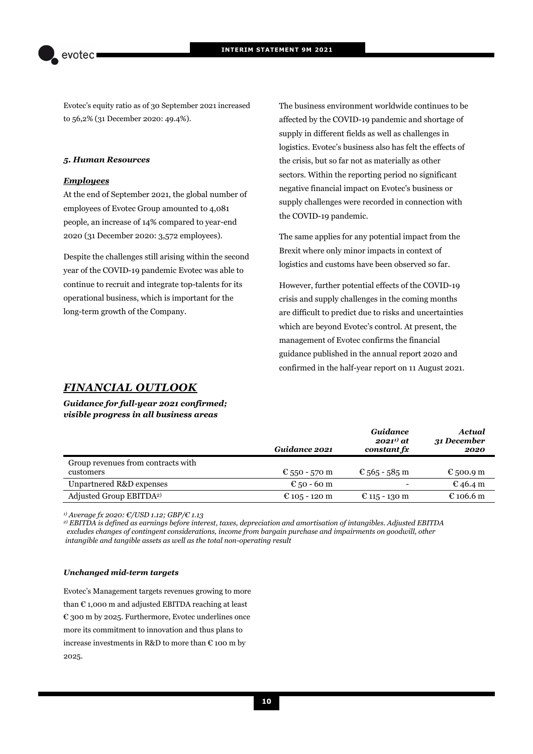Evotec's equity ratio as of 30 September 2021 increased to 56,2% (31 December 2020: 49.4%).

### *5. Human Resources*

***Employees***

At the end of September 2021, the global number of employees of Evotec Group amounted to 4,081 people, an increase of 14% compared to year-end 2020 (31 December 2020: 3,572 employees).

Despite the challenges still arising within the second year of the COVID-19 pandemic Evotec was able to continue to recruit and integrate top-talents for its operational business, which is important for the long-term growth of the Company.

The business environment worldwide continues to be affected by the COVID-19 pandemic and shortage of supply in different fields as well as challenges in logistics. Evotec's business also has felt the effects of the crisis, but so far not as materially as other sectors. Within the reporting period no significant negative financial impact on Evotec's business or supply challenges were recorded in connection with the COVID-19 pandemic.

The same applies for any potential impact from the Brexit where only minor impacts in context of logistics and customs have been observed so far.

However, further potential effects of the COVID-19 crisis and supply challenges in the coming months are difficult to predict due to risks and uncertainties which are beyond Evotec's control. At present, the management of Evotec confirms the financial guidance published in the annual report 2020 and confirmed in the half-year report on 11 August 2021.

## *FINANCIAL OUTLOOK*

***Guidance for full-year 2021 confirmed; visible progress in all business areas***

| | *Guidance 2021* | *Guidance 2021[1] at constant fx* | *Actual 31 December 2020* |
|---|---|---|---|
| Group revenues from contracts with customers | € 550 - 570 m | € 565 - 585 m | € 500.9 m |
| Unpartnered R&D expenses | € 50 - 60 m | - | € 46.4 m |
| Adjusted Group EBITDA[2] | € 105 - 120 m | € 115 - 130 m | € 106.6 m |

*[1] Average fx 2020: €/USD 1.12; GBP/€ 1.13*

*[2] EBITDA is defined as earnings before interest, taxes, depreciation and amortisation of intangibles. Adjusted EBITDA excludes changes of contingent considerations, income from bargain purchase and impairments on goodwill, other intangible and tangible assets as well as the total non-operating result*

#### *Unchanged mid-term targets*

Evotec's Management targets revenues growing to more than € 1,000 m and adjusted EBITDA reaching at least € 300 m by 2025. Furthermore, Evotec underlines once more its commitment to innovation and thus plans to increase investments in R&D to more than € 100 m by 2025.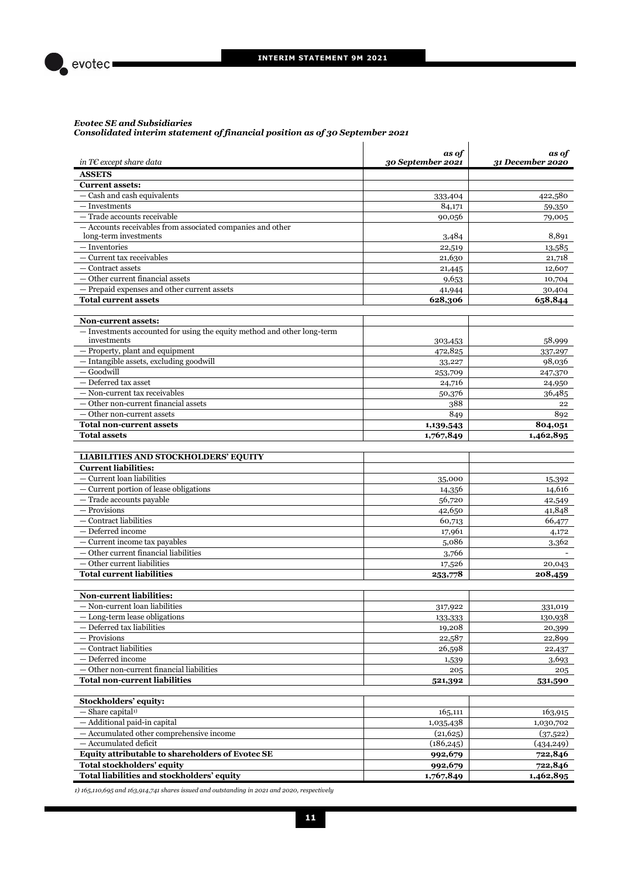*Evotec SE and Subsidiaries*
***Consolidated interim statement of financial position as of 30 September 2021***

| *in T€ except share data* | *as of 30 September 2021* | *as of 31 December 2020* |
|---|---|---|
| **ASSETS** | | |
| **Current assets:** | | |
| — Cash and cash equivalents | 333,404 | 422,580 |
| — Investments | 84,171 | 59,350 |
| — Trade accounts receivable | 90,056 | 79,005 |
| — Accounts receivables from associated companies and other long-term investments | 3,484 | 8,891 |
| — Inventories | 22,519 | 13,585 |
| — Current tax receivables | 21,630 | 21,718 |
| — Contract assets | 21,445 | 12,607 |
| — Other current financial assets | 9,653 | 10,704 |
| — Prepaid expenses and other current assets | 41,944 | 30,404 |
| **Total current assets** | **628,306** | **658,844** |
| | | |
| **Non-current assets:** | | |
| — Investments accounted for using the equity method and other long-term investments | 303,453 | 58,999 |
| — Property, plant and equipment | 472,825 | 337,297 |
| — Intangible assets, excluding goodwill | 33,227 | 98,036 |
| — Goodwill | 253,709 | 247,370 |
| — Deferred tax asset | 24,716 | 24,950 |
| — Non-current tax receivables | 50,376 | 36,485 |
| — Other non-current financial assets | 388 | 22 |
| — Other non-current assets | 849 | 892 |
| **Total non-current assets** | **1,139,543** | **804,051** |
| **Total assets** | **1,767,849** | **1,462,895** |
| | | |
| **LIABILITIES AND STOCKHOLDERS' EQUITY** | | |
| **Current liabilities:** | | |
| — Current loan liabilities | 35,000 | 15,392 |
| — Current portion of lease obligations | 14,356 | 14,616 |
| — Trade accounts payable | 56,720 | 42,549 |
| — Provisions | 42,650 | 41,848 |
| — Contract liabilities | 60,713 | 66,477 |
| — Deferred income | 17,961 | 4,172 |
| — Current income tax payables | 5,086 | 3,362 |
| — Other current financial liabilities | 3,766 | - |
| — Other current liabilities | 17,526 | 20,043 |
| **Total current liabilities** | **253,778** | **208,459** |
| | | |
| **Non-current liabilities:** | | |
| — Non-current loan liabilities | 317,922 | 331,019 |
| — Long-term lease obligations | 133,333 | 130,938 |
| — Deferred tax liabilities | 19,208 | 20,399 |
| — Provisions | 22,587 | 22,899 |
| — Contract liabilities | 26,598 | 22,437 |
| — Deferred income | 1,539 | 3,693 |
| — Other non-current financial liabilities | 205 | 205 |
| **Total non-current liabilities** | **521,392** | **531,590** |
| | | |
| **Stockholders' equity:** | | |
| — Share capital[1)] | 165,111 | 163,915 |
| — Additional paid-in capital | 1,035,438 | 1,030,702 |
| — Accumulated other comprehensive income | (21,625) | (37,522) |
| — Accumulated deficit | (186,245) | (434,249) |
| **Equity attributable to shareholders of Evotec SE** | **992,679** | **722,846** |
| **Total stockholders' equity** | **992,679** | **722,846** |
| **Total liabilities and stockholders' equity** | **1,767,849** | **1,462,895** |

*1) 165,110,695 and 163,914,741 shares issued and outstanding in 2021 and 2020, respectively*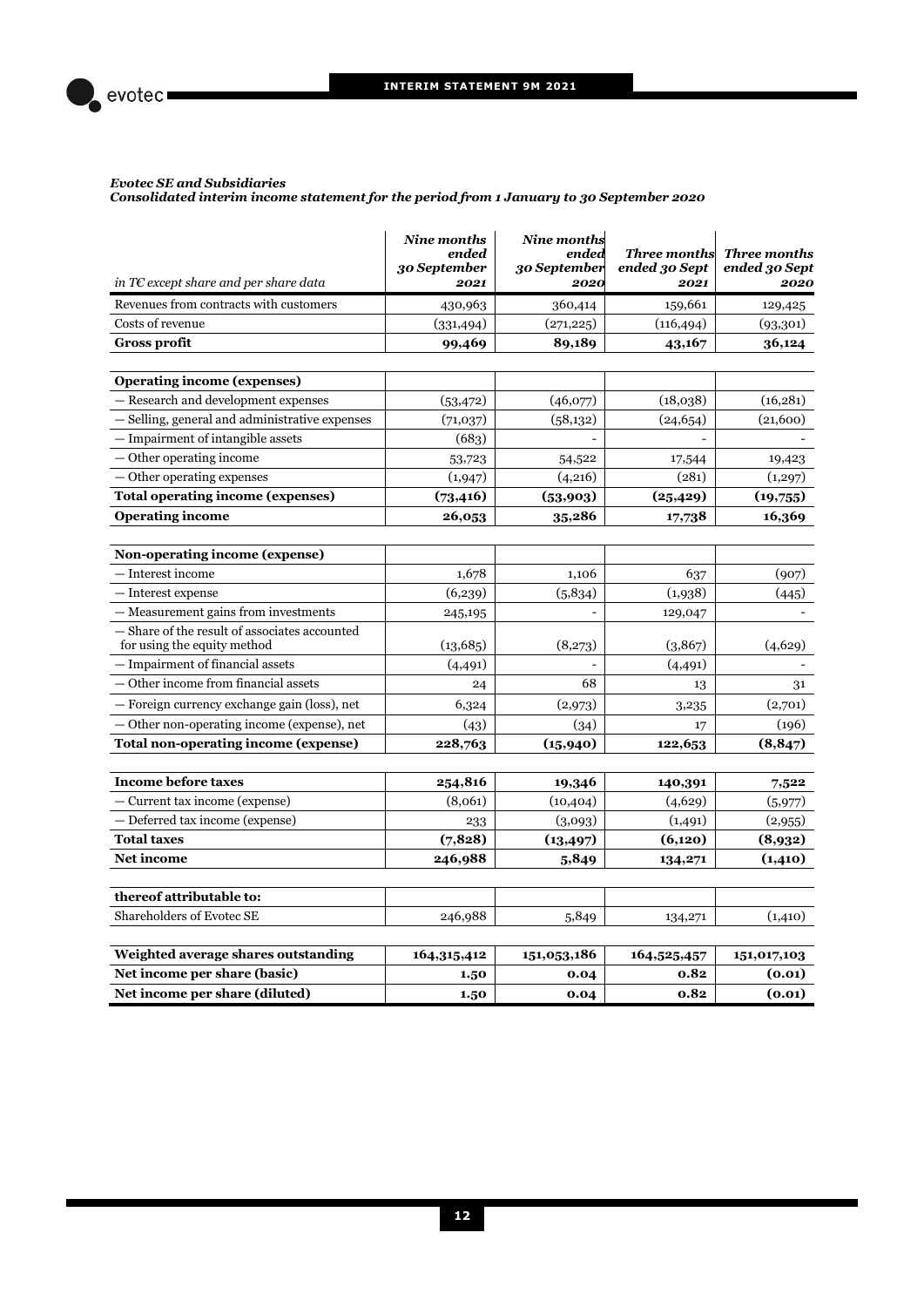*Evotec SE and Subsidiaries*
*Consolidated interim income statement for the period from 1 January to 30 September 2020*

| *in T€ except share and per share data* | *Nine months ended 30 September 2021* | *Nine months ended 30 September 2020* | *Three months ended 30 Sept 2021* | *Three months ended 30 Sept 2020* |
|---|---|---|---|---|
| Revenues from contracts with customers | 430,963 | 360,414 | 159,661 | 129,425 |
| Costs of revenue | (331,494) | (271,225) | (116,494) | (93,301) |
| **Gross profit** | **99,469** | **89,189** | **43,167** | **36,124** |
| | | | | |
| **Operating income (expenses)** | | | | |
| — Research and development expenses | (53,472) | (46,077) | (18,038) | (16,281) |
| — Selling, general and administrative expenses | (71,037) | (58,132) | (24,654) | (21,600) |
| — Impairment of intangible assets | (683) | - | - | - |
| — Other operating income | 53,723 | 54,522 | 17,544 | 19,423 |
| — Other operating expenses | (1,947) | (4,216) | (281) | (1,297) |
| **Total operating income (expenses)** | **(73,416)** | **(53,903)** | **(25,429)** | **(19,755)** |
| **Operating income** | **26,053** | **35,286** | **17,738** | **16,369** |
| | | | | |
| **Non-operating income (expense)** | | | | |
| — Interest income | 1,678 | 1,106 | 637 | (907) |
| — Interest expense | (6,239) | (5,834) | (1,938) | (445) |
| — Measurement gains from investments | 245,195 | - | 129,047 | - |
| — Share of the result of associates accounted for using the equity method | (13,685) | (8,273) | (3,867) | (4,629) |
| — Impairment of financial assets | (4,491) | - | (4,491) | - |
| — Other income from financial assets | 24 | 68 | 13 | 31 |
| — Foreign currency exchange gain (loss), net | 6,324 | (2,973) | 3,235 | (2,701) |
| — Other non-operating income (expense), net | (43) | (34) | 17 | (196) |
| **Total non-operating income (expense)** | **228,763** | **(15,940)** | **122,653** | **(8,847)** |
| | | | | |
| **Income before taxes** | **254,816** | **19,346** | **140,391** | **7,522** |
| — Current tax income (expense) | (8,061) | (10,404) | (4,629) | (5,977) |
| — Deferred tax income (expense) | 233 | (3,093) | (1,491) | (2,955) |
| **Total taxes** | **(7,828)** | **(13,497)** | **(6,120)** | **(8,932)** |
| **Net income** | **246,988** | **5,849** | **134,271** | **(1,410)** |
| | | | | |
| **thereof attributable to:** | | | | |
| Shareholders of Evotec SE | 246,988 | 5,849 | 134,271 | (1,410) |
| | | | | |
| **Weighted average shares outstanding** | **164,315,412** | **151,053,186** | **164,525,457** | **151,017,103** |
| **Net income per share (basic)** | **1.50** | **0.04** | **0.82** | **(0.01)** |
| **Net income per share (diluted)** | **1.50** | **0.04** | **0.82** | **(0.01)** |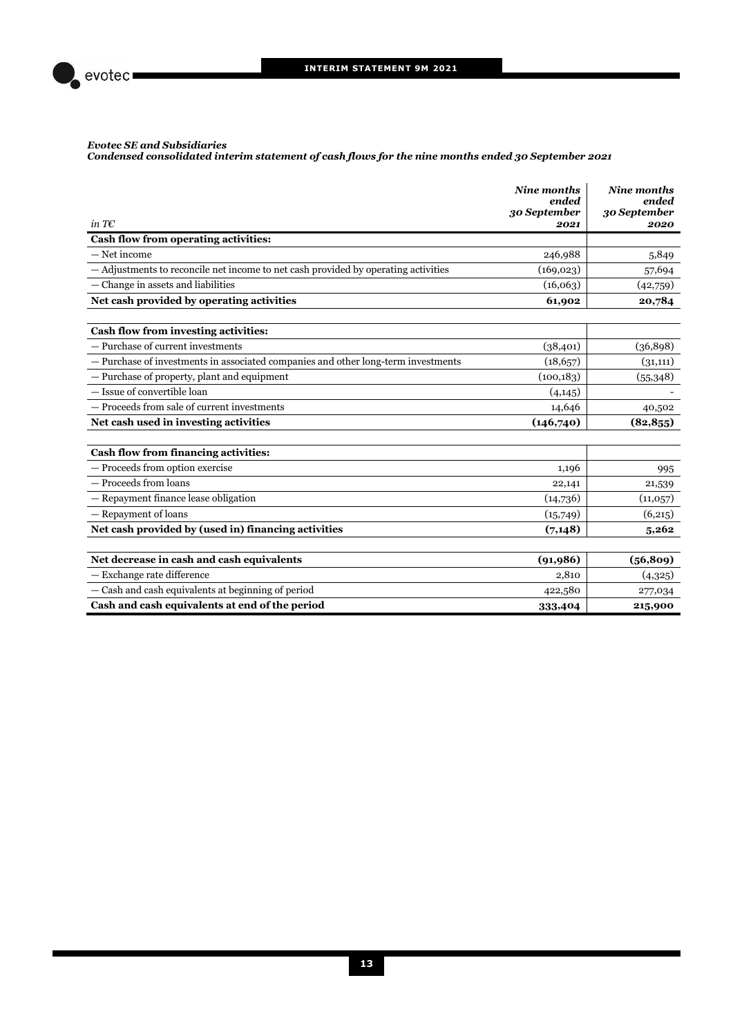*Evotec SE and Subsidiaries*
***Condensed consolidated interim statement of cash flows for the nine months ended 30 September 2021***

| *in T€* | ***Nine months ended 30 September 2021*** | ***Nine months ended 30 September 2020*** |
|---|---|---|
| **Cash flow from operating activities:** | | |
| — Net income | 246,988 | 5,849 |
| — Adjustments to reconcile net income to net cash provided by operating activities | (169,023) | 57,694 |
| — Change in assets and liabilities | (16,063) | (42,759) |
| **Net cash provided by operating activities** | **61,902** | **20,784** |
| | | |
| **Cash flow from investing activities:** | | |
| — Purchase of current investments | (38,401) | (36,898) |
| — Purchase of investments in associated companies and other long-term investments | (18,657) | (31,111) |
| — Purchase of property, plant and equipment | (100,183) | (55,348) |
| — Issue of convertible loan | (4,145) | - |
| — Proceeds from sale of current investments | 14,646 | 40,502 |
| **Net cash used in investing activities** | **(146,740)** | **(82,855)** |
| | | |
| **Cash flow from financing activities:** | | |
| — Proceeds from option exercise | 1,196 | 995 |
| — Proceeds from loans | 22,141 | 21,539 |
| — Repayment finance lease obligation | (14,736) | (11,057) |
| — Repayment of loans | (15,749) | (6,215) |
| **Net cash provided by (used in) financing activities** | **(7,148)** | **5,262** |
| | | |
| **Net decrease in cash and cash equivalents** | **(91,986)** | **(56,809)** |
| — Exchange rate difference | 2,810 | (4,325) |
| — Cash and cash equivalents at beginning of period | 422,580 | 277,034 |
| **Cash and cash equivalents at end of the period** | **333,404** | **215,900** |